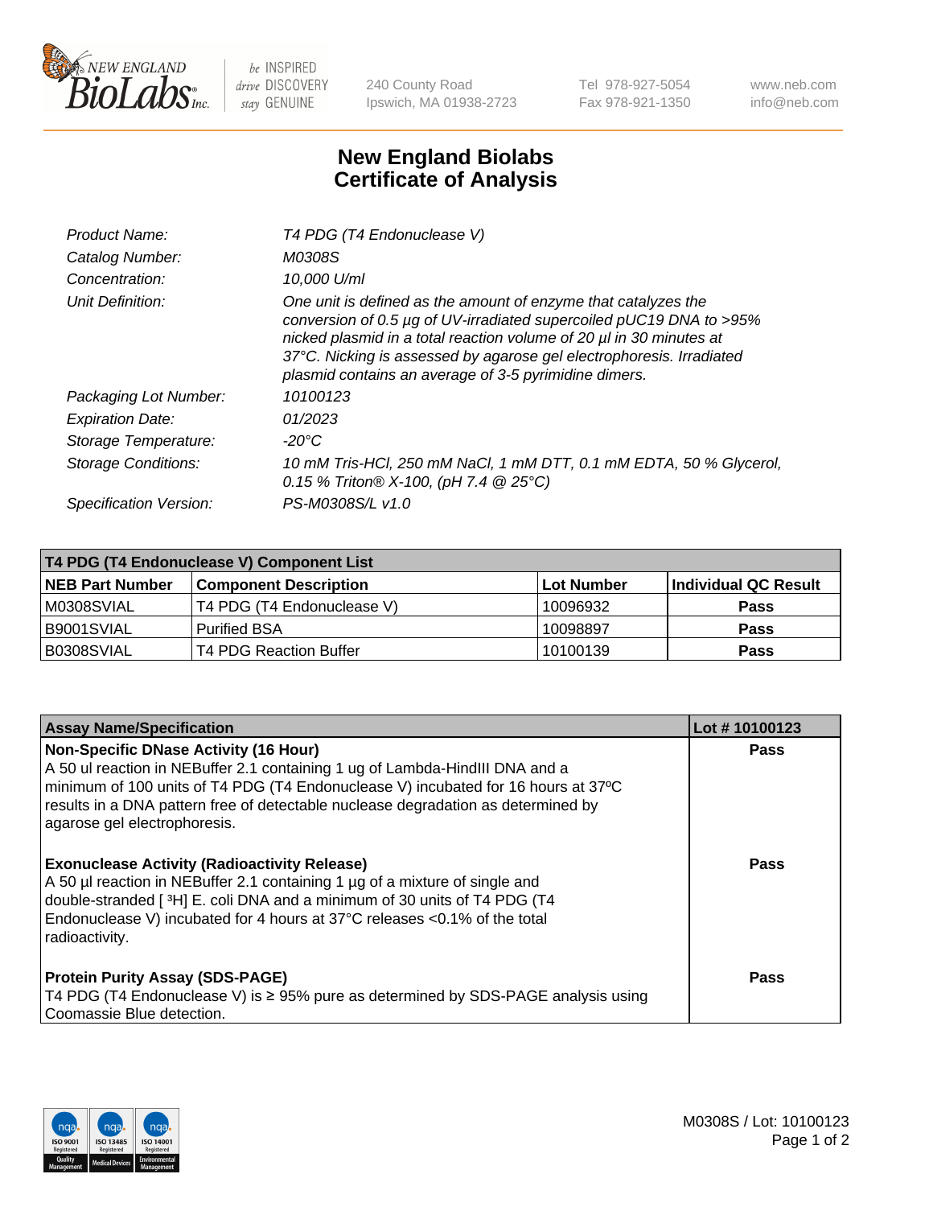# New England Biolabs Certificate of Analysis

| | |
|---|---|
| *Product Name:* | *T4 PDG (T4 Endonuclease V)* |
| *Catalog Number:* | *M0308S* |
| *Concentration:* | *10,000 U/ml* |
| *Unit Definition:* | *One unit is defined as the amount of enzyme that catalyzes the conversion of 0.5 µg of UV-irradiated supercoiled pUC19 DNA to >95% nicked plasmid in a total reaction volume of 20 µl in 30 minutes at 37°C. Nicking is assessed by agarose gel electrophoresis. Irradiated plasmid contains an average of 3-5 pyrimidine dimers.* |
| *Packaging Lot Number:* | *10100123* |
| *Expiration Date:* | *01/2023* |
| *Storage Temperature:* | *-20°C* |
| *Storage Conditions:* | *10 mM Tris-HCl, 250 mM NaCl, 1 mM DTT, 0.1 mM EDTA, 50 % Glycerol, 0.15 % Triton® X-100, (pH 7.4 @ 25°C)* |
| *Specification Version:* | *PS-M0308S/L v1.0* |

| T4 PDG (T4 Endonuclease V) Component List | | | |
|---|---|---|---|
| **NEB Part Number** | **Component Description** | **Lot Number** | **Individual QC Result** |
| M0308SVIAL | T4 PDG (T4 Endonuclease V) | 10096932 | **Pass** |
| B9001SVIAL | Purified BSA | 10098897 | **Pass** |
| B0308SVIAL | T4 PDG Reaction Buffer | 10100139 | **Pass** |

| Assay Name/Specification | Lot # 10100123 |
|---|---|
| **Non-Specific DNase Activity (16 Hour)** A 50 ul reaction in NEBuffer 2.1 containing 1 ug of Lambda-HindIII DNA and a minimum of 100 units of T4 PDG (T4 Endonuclease V) incubated for 16 hours at 37ºC results in a DNA pattern free of detectable nuclease degradation as determined by agarose gel electrophoresis. | **Pass** |
| **Exonuclease Activity (Radioactivity Release)** A 50 µl reaction in NEBuffer 2.1 containing 1 µg of a mixture of single and double-stranded [ $^{3}$H] E. coli DNA and a minimum of 30 units of T4 PDG (T4 Endonuclease V) incubated for 4 hours at 37°C releases <0.1% of the total radioactivity. | **Pass** |
| **Protein Purity Assay (SDS-PAGE)** T4 PDG (T4 Endonuclease V) is ≥ 95% pure as determined by SDS-PAGE analysis using Coomassie Blue detection. | **Pass** |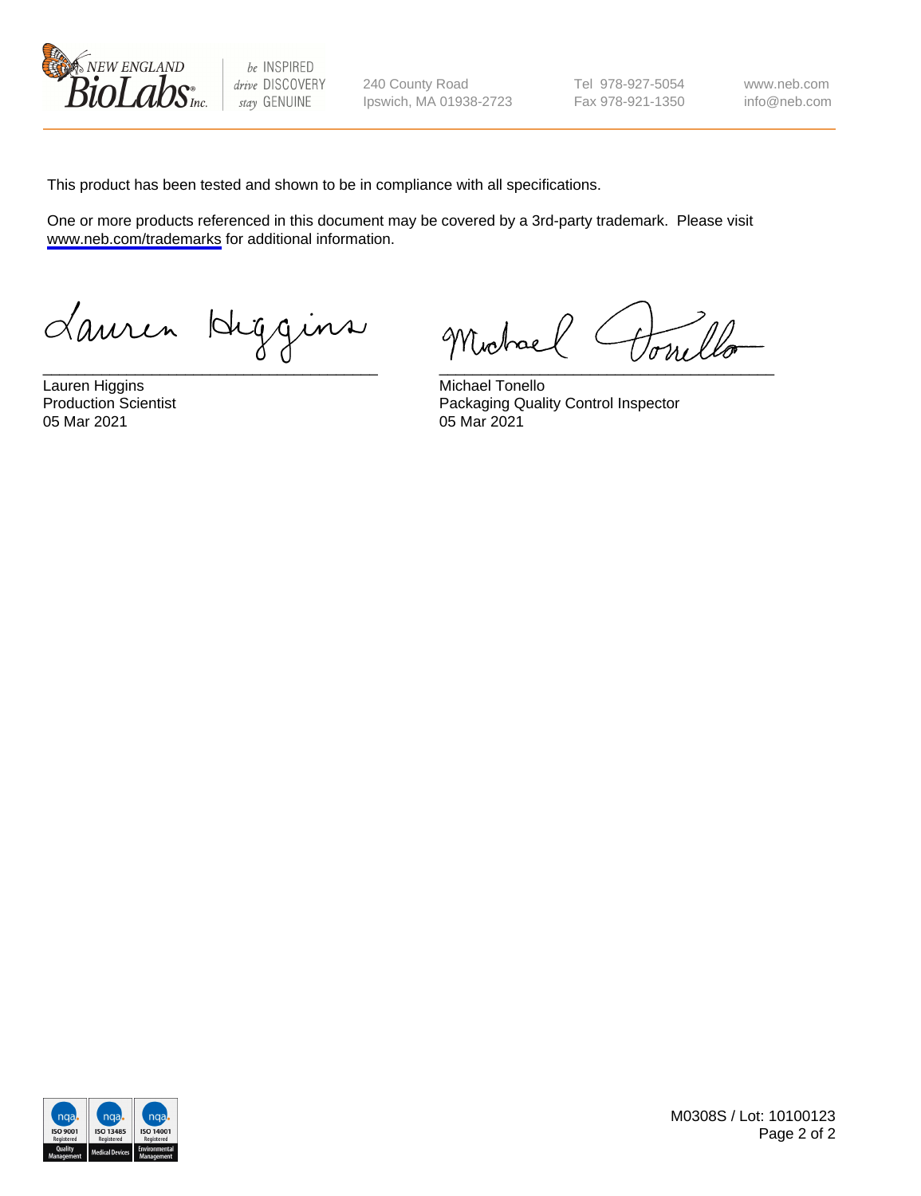This product has been tested and shown to be in compliance with all specifications.

One or more products referenced in this document may be covered by a 3rd-party trademark. Please visit www.neb.com/trademarks for additional information.

| | |
|---|---|
| Lauren Higgins | Michael Tonello |
| Production Scientist | Packaging Quality Control Inspector |
| 05 Mar 2021 | 05 Mar 2021 |

M0308S / Lot: 10100123